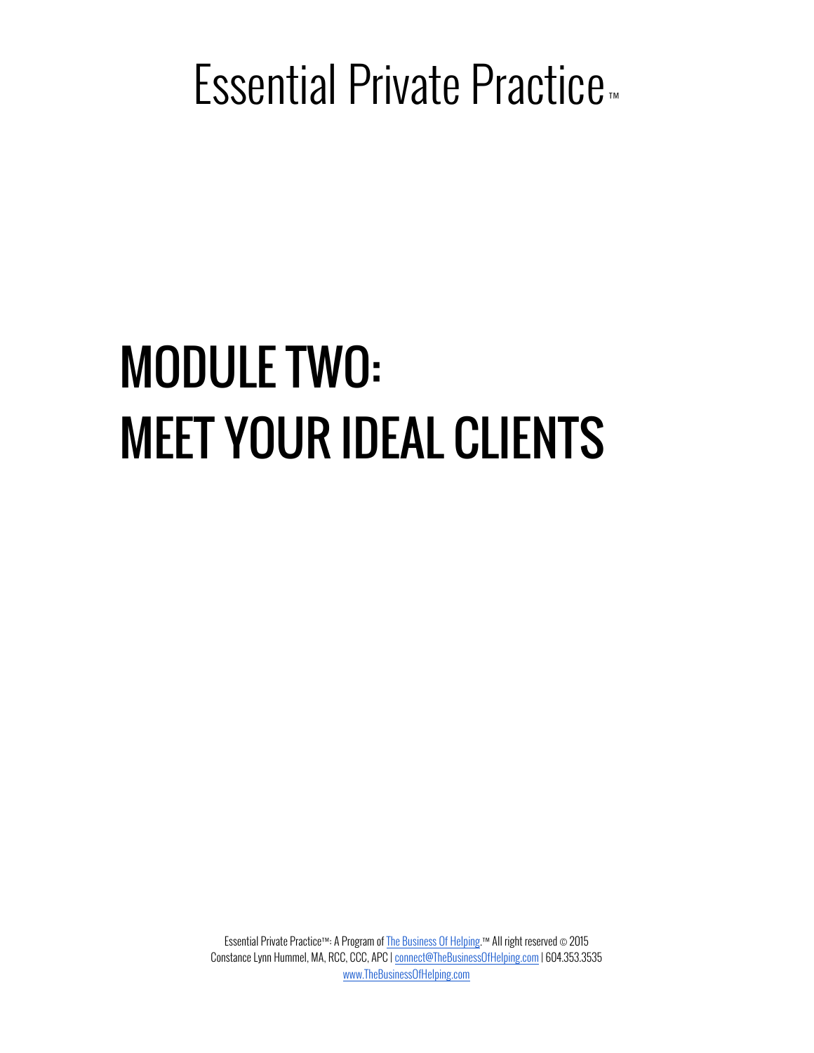# Essential Private Practice™

# MODULE TWO: MEET YOUR IDEAL CLIENTS

Essential Private Practice™: A Program of [The Business Of Helping](http://www.TheBusinessOfHelping.com).™ All right reserved © 2015
Constance Lynn Hummel, MA, RCC, CCC, APC | connect@TheBusinessOfHelping.com | 604.353.3535
www.TheBusinessOfHelping.com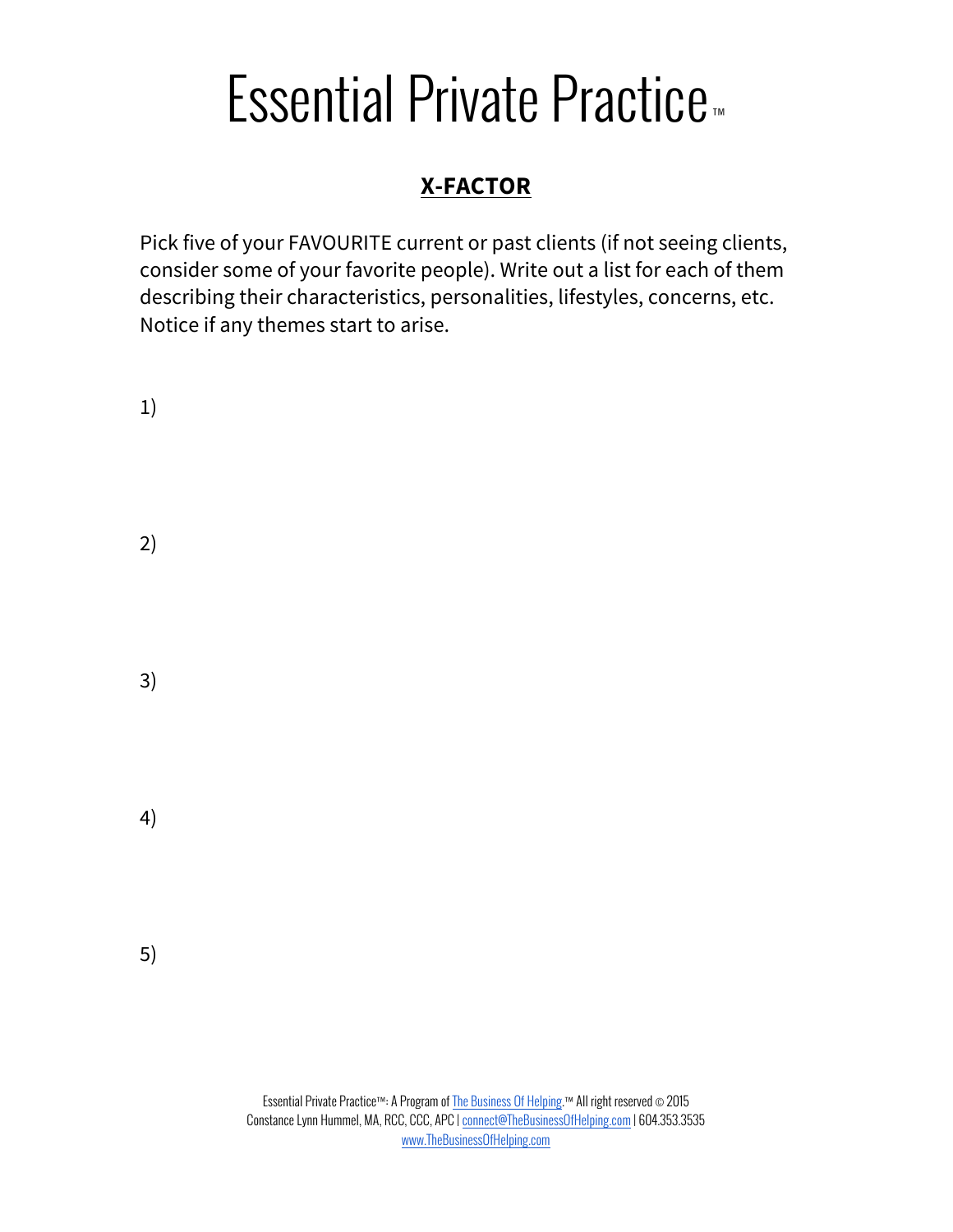# Essential Private Practice™

## X-FACTOR

Pick five of your FAVOURITE current or past clients (if not seeing clients, consider some of your favorite people). Write out a list for each of them describing their characteristics, personalities, lifestyles, concerns, etc. Notice if any themes start to arise.

1)

2)

3)

4)

5)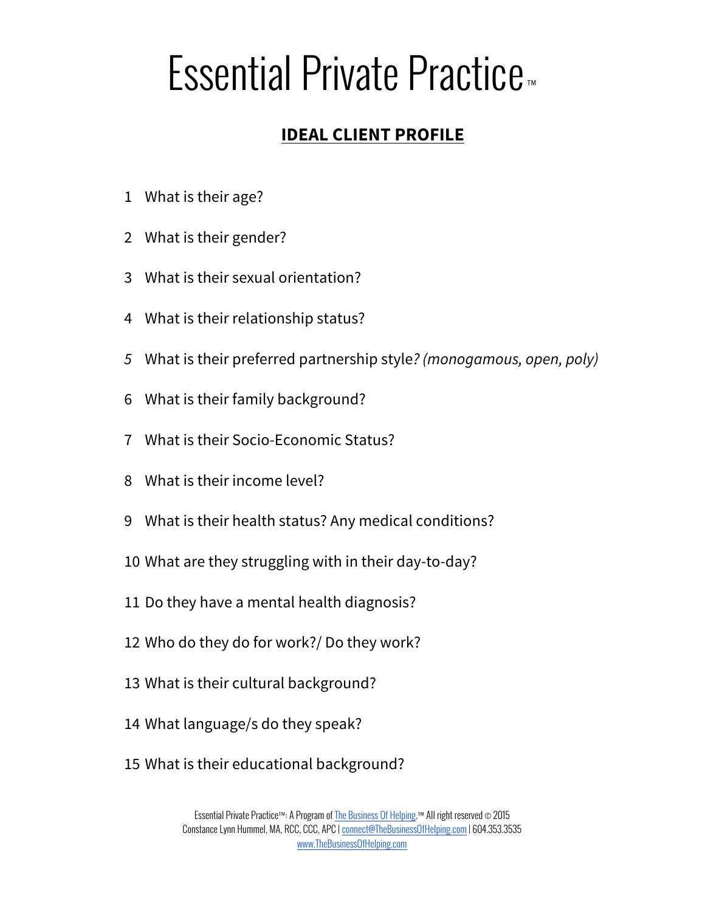# Essential Private Practice™

## IDEAL CLIENT PROFILE

1. What is their age?
2. What is their gender?
3. What is their sexual orientation?
4. What is their relationship status?
5. What is their preferred partnership style*? (monogamous, open, poly)*
6. What is their family background?
7. What is their Socio-Economic Status?
8. What is their income level?
9. What is their health status? Any medical conditions?
10. What are they struggling with in their day-to-day?
11. Do they have a mental health diagnosis?
12. Who do they do for work?/ Do they work?
13. What is their cultural background?
14. What language/s do they speak?
15. What is their educational background?

Essential Private Practice™: A Program of The Business Of Helping.™ All right reserved © 2015
Constance Lynn Hummel, MA, RCC, CCC, APC | connect@TheBusinessOfHelping.com | 604.353.3535
www.TheBusinessOfHelping.com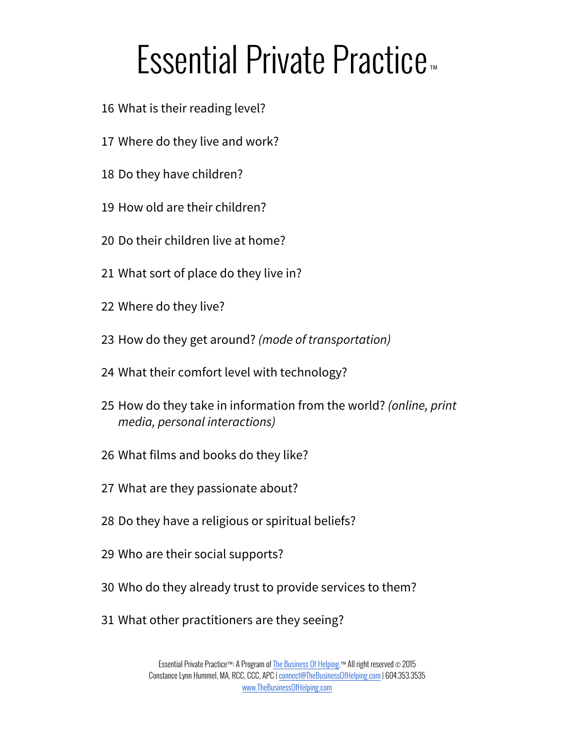# Essential Private Practice™

16 What is their reading level?

17 Where do they live and work?

18 Do they have children?

19 How old are their children?

20 Do their children live at home?

21 What sort of place do they live in?

22 Where do they live?

23 How do they get around? *(mode of transportation)*

24 What their comfort level with technology?

25 How do they take in information from the world? *(online, print media, personal interactions)*

26 What films and books do they like?

27 What are they passionate about?

28 Do they have a religious or spiritual beliefs?

29 Who are their social supports?

30 Who do they already trust to provide services to them?

31 What other practitioners are they seeing?

Essential Private Practice™: A Program of The Business Of Helping.™ All right reserved © 2015
Constance Lynn Hummel, MA, RCC, CCC, APC | connect@TheBusinessOfHelping.com | 604.353.3535
www.TheBusinessOfHelping.com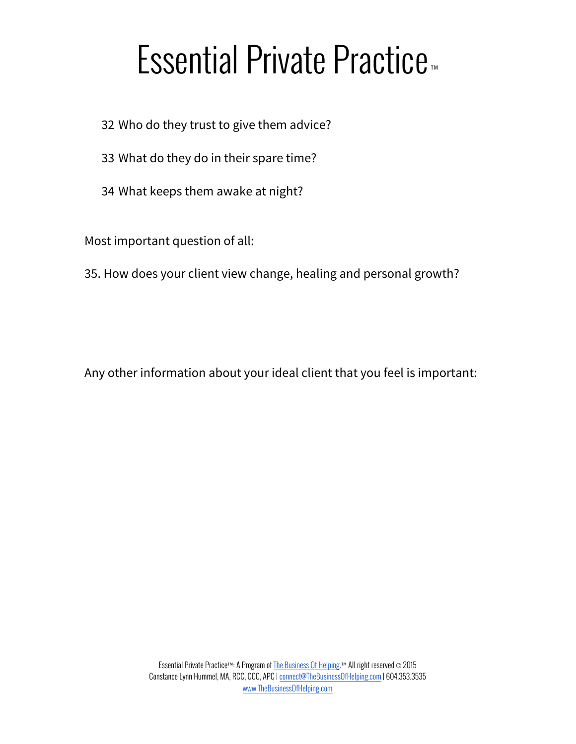32 Who do they trust to give them advice?

33 What do they do in their spare time?

34 What keeps them awake at night?

Most important question of all:

35. How does your client view change, healing and personal growth?

Any other information about your ideal client that you feel is important: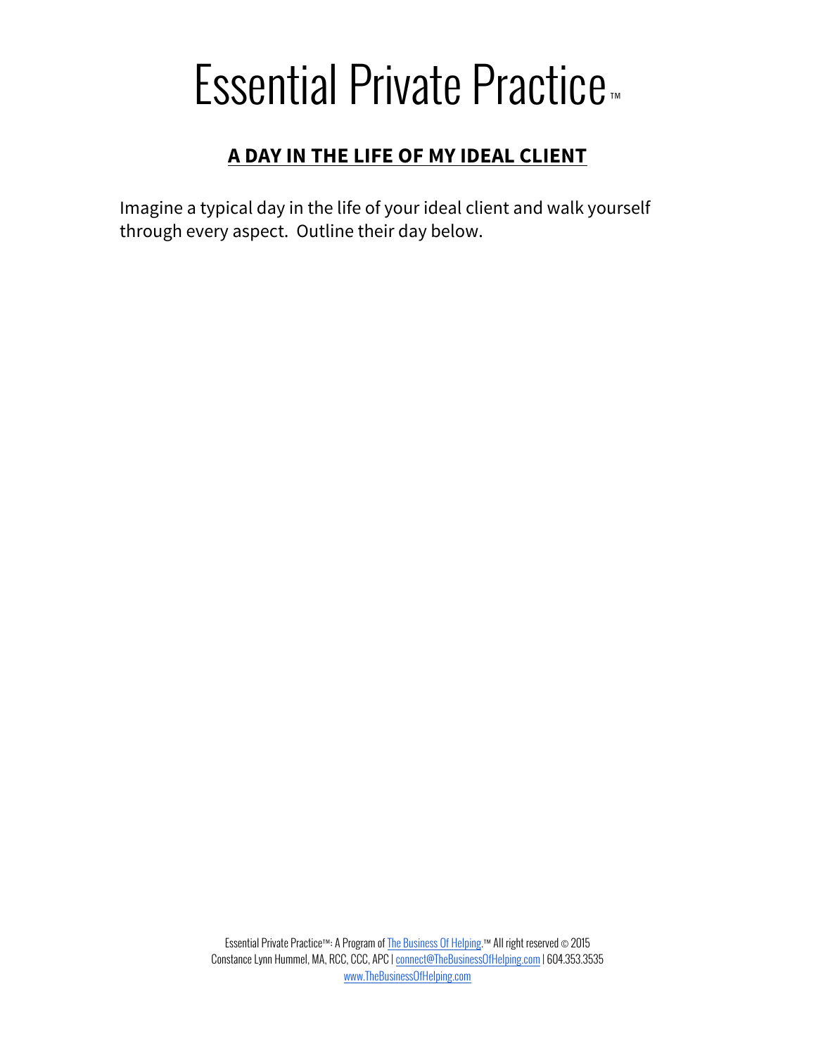# Essential Private Practice™

## A DAY IN THE LIFE OF MY IDEAL CLIENT

Imagine a typical day in the life of your ideal client and walk yourself through every aspect. Outline their day below.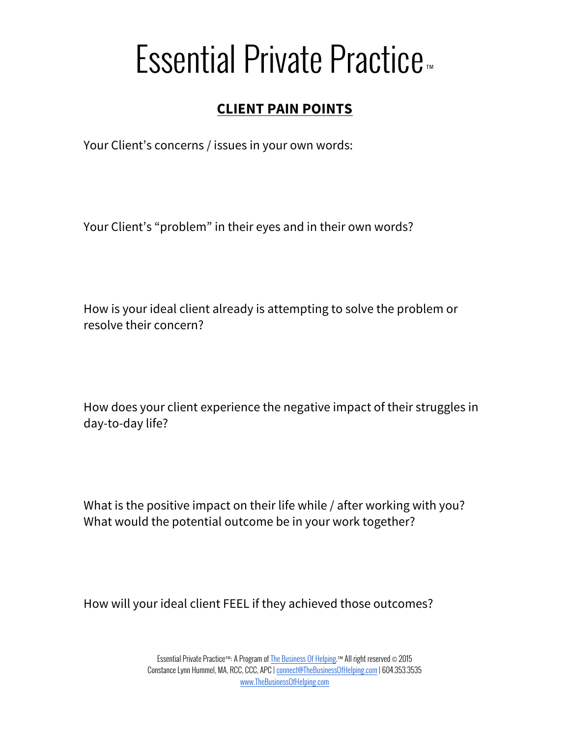# Essential Private Practice™

## CLIENT PAIN POINTS

Your Client's concerns / issues in your own words:

Your Client's "problem" in their eyes and in their own words?

How is your ideal client already is attempting to solve the problem or resolve their concern?

How does your client experience the negative impact of their struggles in day-to-day life?

What is the positive impact on their life while / after working with you? What would the potential outcome be in your work together?

How will your ideal client FEEL if they achieved those outcomes?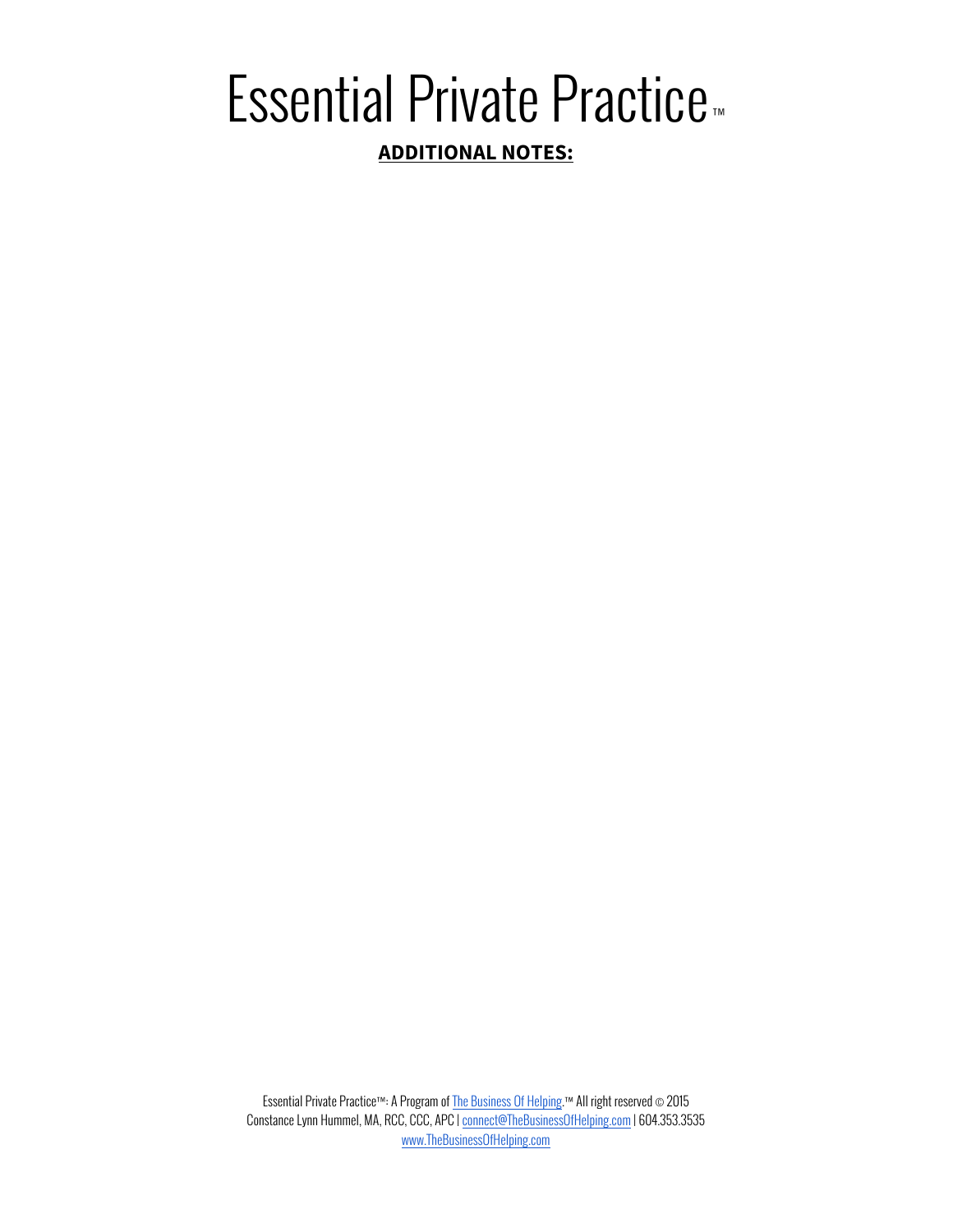**ADDITIONAL NOTES:**